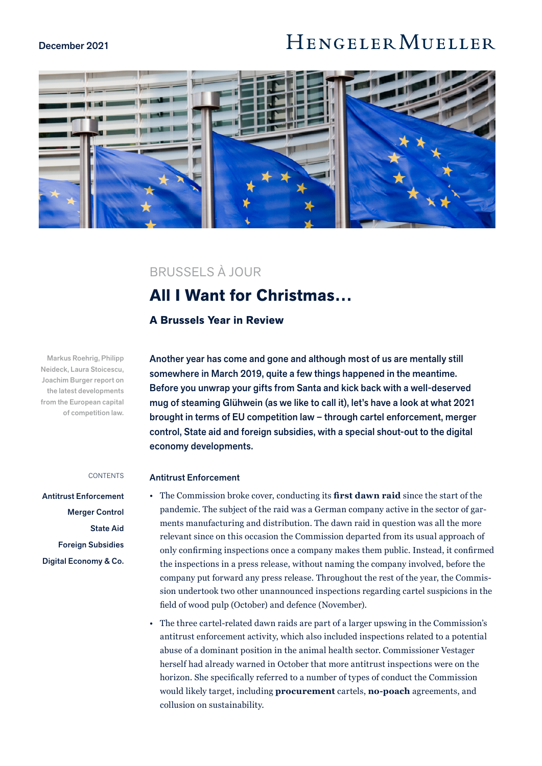December 2021

HENGELER MUELLER

BRUSSELS À JOUR

# All I Want for Christmas…

## A Brussels Year in Review

Markus Roehrig, Philipp Neideck, Laura Stoicescu, Joachim Burger report on the latest developments from the European capital of competition law.

**Another year has come and gone and although most of us are mentally still somewhere in March 2019, quite a few things happened in the meantime. Before you unwrap your gifts from Santa and kick back with a well-deserved mug of steaming Glühwein (as we like to call it), let's have a look at what 2021 brought in terms of EU competition law – through cartel enforcement, merger control, State aid and foreign subsidies, with a special shout-out to the digital economy developments.**

CONTENTS

- Antitrust Enforcement
- Merger Control
- State Aid
- Foreign Subsidies
- Digital Economy & Co.

### Antitrust Enforcement

- The Commission broke cover, conducting its **first dawn raid** since the start of the pandemic. The subject of the raid was a German company active in the sector of garments manufacturing and distribution. The dawn raid in question was all the more relevant since on this occasion the Commission departed from its usual approach of only confirming inspections once a company makes them public. Instead, it confirmed the inspections in a press release, without naming the company involved, before the company put forward any press release. Throughout the rest of the year, the Commission undertook two other unannounced inspections regarding cartel suspicions in the field of wood pulp (October) and defence (November).
- The three cartel-related dawn raids are part of a larger upswing in the Commission's antitrust enforcement activity, which also included inspections related to a potential abuse of a dominant position in the animal health sector. Commissioner Vestager herself had already warned in October that more antitrust inspections were on the horizon. She specifically referred to a number of types of conduct the Commission would likely target, including **procurement** cartels, **no-poach** agreements, and collusion on sustainability.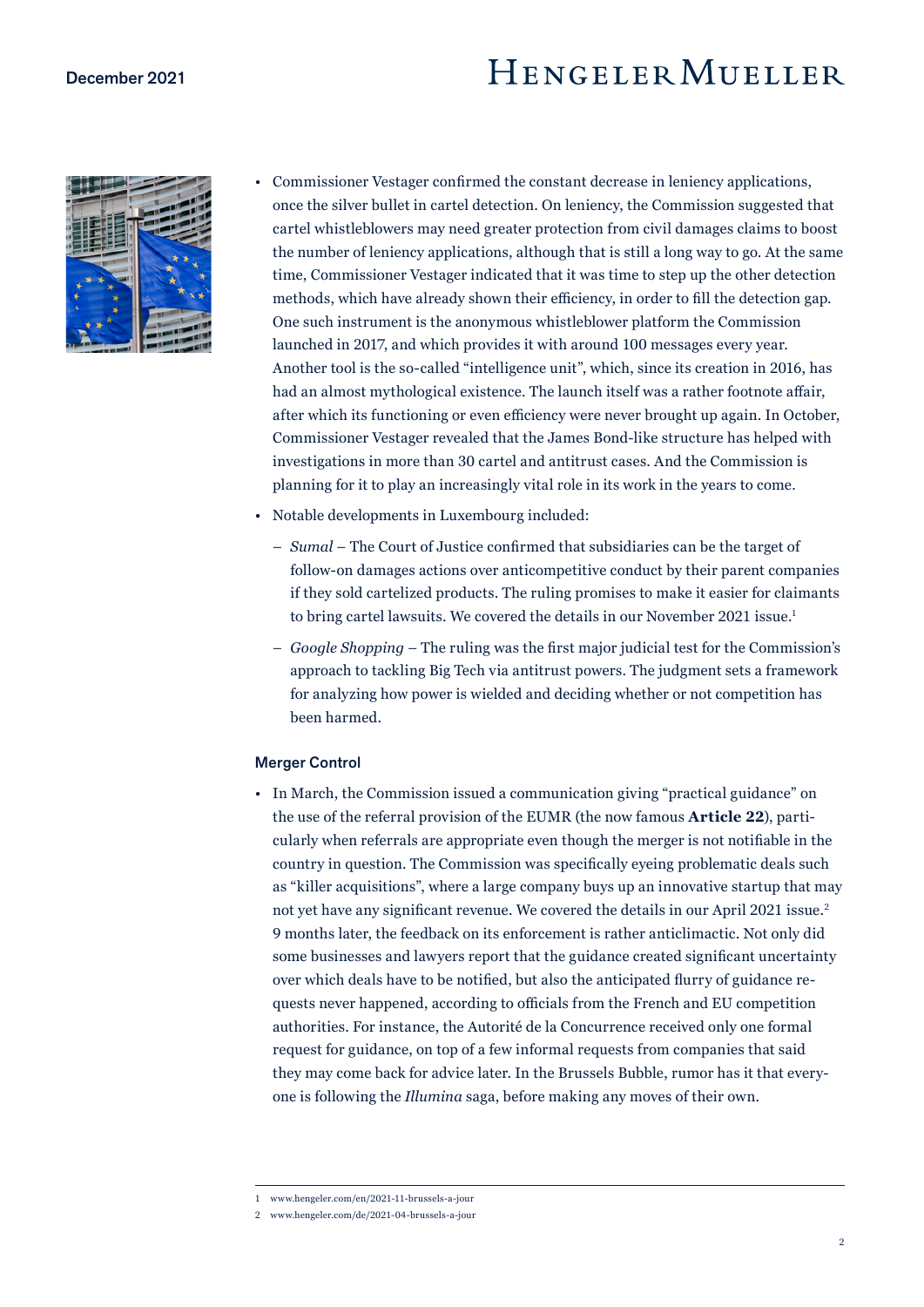- Commissioner Vestager confirmed the constant decrease in leniency applications, once the silver bullet in cartel detection. On leniency, the Commission suggested that cartel whistleblowers may need greater protection from civil damages claims to boost the number of leniency applications, although that is still a long way to go. At the same time, Commissioner Vestager indicated that it was time to step up the other detection methods, which have already shown their efficiency, in order to fill the detection gap. One such instrument is the anonymous whistleblower platform the Commission launched in 2017, and which provides it with around 100 messages every year. Another tool is the so-called "intelligence unit", which, since its creation in 2016, has had an almost mythological existence. The launch itself was a rather footnote affair, after which its functioning or even efficiency were never brought up again. In October, Commissioner Vestager revealed that the James Bond-like structure has helped with investigations in more than 30 cartel and antitrust cases. And the Commission is planning for it to play an increasingly vital role in its work in the years to come.
- Notable developments in Luxembourg included:
  - *Sumal* – The Court of Justice confirmed that subsidiaries can be the target of follow-on damages actions over anticompetitive conduct by their parent companies if they sold cartelized products. The ruling promises to make it easier for claimants to bring cartel lawsuits. We covered the details in our November 2021 issue.[1]
  - *Google Shopping* – The ruling was the first major judicial test for the Commission's approach to tackling Big Tech via antitrust powers. The judgment sets a framework for analyzing how power is wielded and deciding whether or not competition has been harmed.

### Merger Control

- In March, the Commission issued a communication giving "practical guidance" on the use of the referral provision of the EUMR (the now famous **Article 22**), particularly when referrals are appropriate even though the merger is not notifiable in the country in question. The Commission was specifically eyeing problematic deals such as "killer acquisitions", where a large company buys up an innovative startup that may not yet have any significant revenue. We covered the details in our April 2021 issue.[2] 9 months later, the feedback on its enforcement is rather anticlimactic. Not only did some businesses and lawyers report that the guidance created significant uncertainty over which deals have to be notified, but also the anticipated flurry of guidance requests never happened, according to officials from the French and EU competition authorities. For instance, the Autorité de la Concurrence received only one formal request for guidance, on top of a few informal requests from companies that said they may come back for advice later. In the Brussels Bubble, rumor has it that everyone is following the *Illumina* saga, before making any moves of their own.

---

1 www.hengeler.com/en/2021-11-brussels-a-jour

2 www.hengeler.com/de/2021-04-brussels-a-jour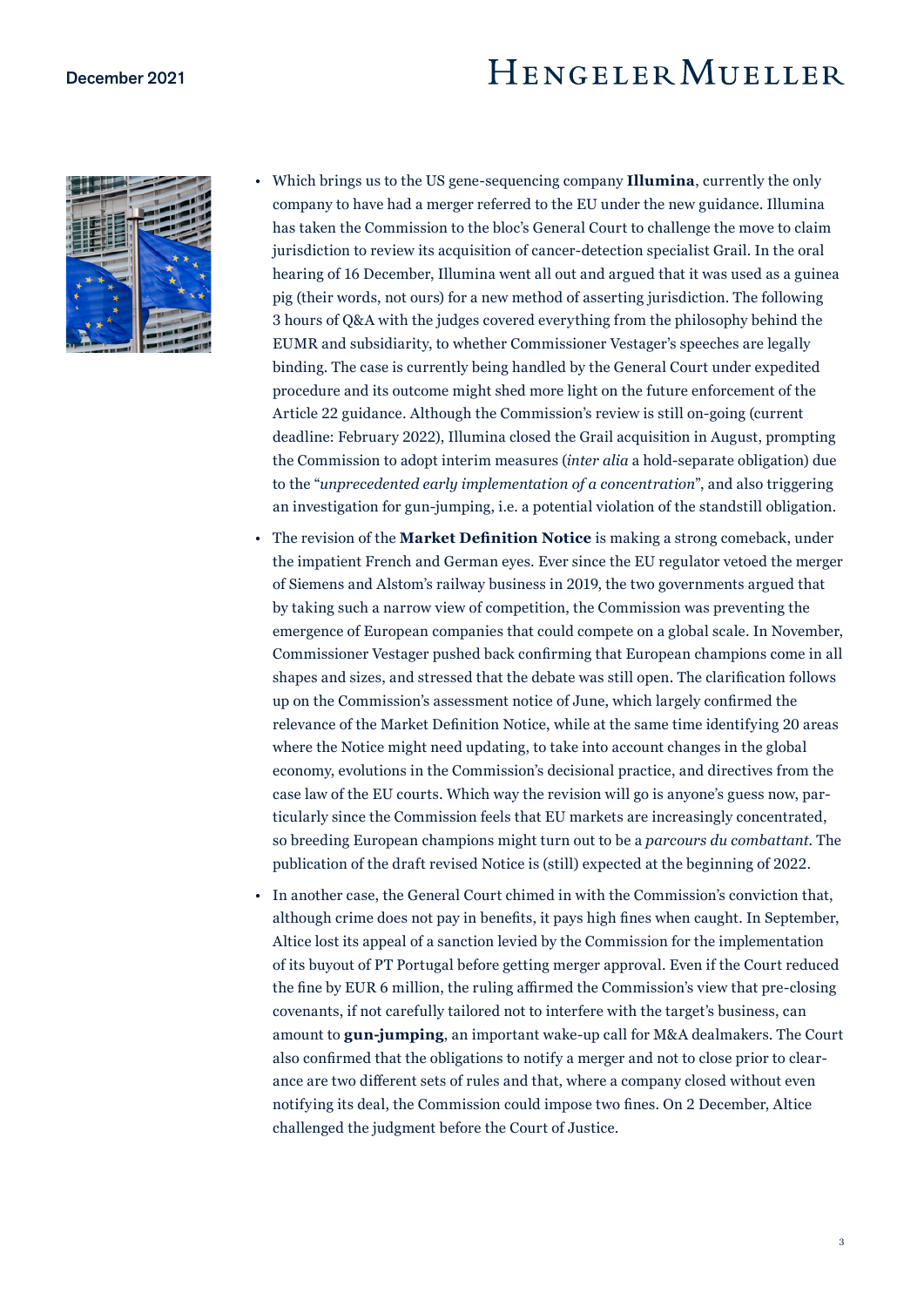- Which brings us to the US gene-sequencing company **Illumina**, currently the only company to have had a merger referred to the EU under the new guidance. Illumina has taken the Commission to the bloc's General Court to challenge the move to claim jurisdiction to review its acquisition of cancer-detection specialist Grail. In the oral hearing of 16 December, Illumina went all out and argued that it was used as a guinea pig (their words, not ours) for a new method of asserting jurisdiction. The following 3 hours of Q&A with the judges covered everything from the philosophy behind the EUMR and subsidiarity, to whether Commissioner Vestager's speeches are legally binding. The case is currently being handled by the General Court under expedited procedure and its outcome might shed more light on the future enforcement of the Article 22 guidance. Although the Commission's review is still on-going (current deadline: February 2022), Illumina closed the Grail acquisition in August, prompting the Commission to adopt interim measures (*inter alia* a hold-separate obligation) due to the "*unprecedented early implementation of a concentration*", and also triggering an investigation for gun-jumping, i.e. a potential violation of the standstill obligation.
- The revision of the **Market Definition Notice** is making a strong comeback, under the impatient French and German eyes. Ever since the EU regulator vetoed the merger of Siemens and Alstom's railway business in 2019, the two governments argued that by taking such a narrow view of competition, the Commission was preventing the emergence of European companies that could compete on a global scale. In November, Commissioner Vestager pushed back confirming that European champions come in all shapes and sizes, and stressed that the debate was still open. The clarification follows up on the Commission's assessment notice of June, which largely confirmed the relevance of the Market Definition Notice, while at the same time identifying 20 areas where the Notice might need updating, to take into account changes in the global economy, evolutions in the Commission's decisional practice, and directives from the case law of the EU courts. Which way the revision will go is anyone's guess now, particularly since the Commission feels that EU markets are increasingly concentrated, so breeding European champions might turn out to be a *parcours du combattant*. The publication of the draft revised Notice is (still) expected at the beginning of 2022.
- In another case, the General Court chimed in with the Commission's conviction that, although crime does not pay in benefits, it pays high fines when caught. In September, Altice lost its appeal of a sanction levied by the Commission for the implementation of its buyout of PT Portugal before getting merger approval. Even if the Court reduced the fine by EUR 6 million, the ruling affirmed the Commission's view that pre-closing covenants, if not carefully tailored not to interfere with the target's business, can amount to **gun-jumping**, an important wake-up call for M&A dealmakers. The Court also confirmed that the obligations to notify a merger and not to close prior to clearance are two different sets of rules and that, where a company closed without even notifying its deal, the Commission could impose two fines. On 2 December, Altice challenged the judgment before the Court of Justice.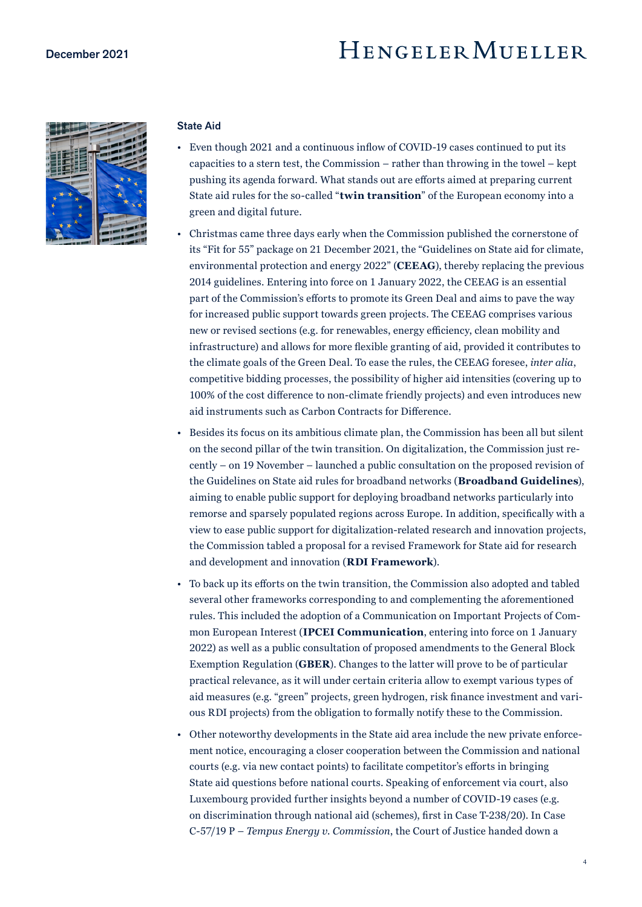## State Aid

- Even though 2021 and a continuous inflow of COVID-19 cases continued to put its capacities to a stern test, the Commission – rather than throwing in the towel – kept pushing its agenda forward. What stands out are efforts aimed at preparing current State aid rules for the so-called "**twin transition**" of the European economy into a green and digital future.
- Christmas came three days early when the Commission published the cornerstone of its "Fit for 55" package on 21 December 2021, the "Guidelines on State aid for climate, environmental protection and energy 2022" (**CEEAG**), thereby replacing the previous 2014 guidelines. Entering into force on 1 January 2022, the CEEAG is an essential part of the Commission's efforts to promote its Green Deal and aims to pave the way for increased public support towards green projects. The CEEAG comprises various new or revised sections (e.g. for renewables, energy efficiency, clean mobility and infrastructure) and allows for more flexible granting of aid, provided it contributes to the climate goals of the Green Deal. To ease the rules, the CEEAG foresee, *inter alia*, competitive bidding processes, the possibility of higher aid intensities (covering up to 100% of the cost difference to non-climate friendly projects) and even introduces new aid instruments such as Carbon Contracts for Difference.
- Besides its focus on its ambitious climate plan, the Commission has been all but silent on the second pillar of the twin transition. On digitalization, the Commission just recently – on 19 November – launched a public consultation on the proposed revision of the Guidelines on State aid rules for broadband networks (**Broadband Guidelines**), aiming to enable public support for deploying broadband networks particularly into remorse and sparsely populated regions across Europe. In addition, specifically with a view to ease public support for digitalization-related research and innovation projects, the Commission tabled a proposal for a revised Framework for State aid for research and development and innovation (**RDI Framework**).
- To back up its efforts on the twin transition, the Commission also adopted and tabled several other frameworks corresponding to and complementing the aforementioned rules. This included the adoption of a Communication on Important Projects of Common European Interest (**IPCEI Communication**, entering into force on 1 January 2022) as well as a public consultation of proposed amendments to the General Block Exemption Regulation (**GBER**). Changes to the latter will prove to be of particular practical relevance, as it will under certain criteria allow to exempt various types of aid measures (e.g. "green" projects, green hydrogen, risk finance investment and various RDI projects) from the obligation to formally notify these to the Commission.
- Other noteworthy developments in the State aid area include the new private enforcement notice, encouraging a closer cooperation between the Commission and national courts (e.g. via new contact points) to facilitate competitor's efforts in bringing State aid questions before national courts. Speaking of enforcement via court, also Luxembourg provided further insights beyond a number of COVID-19 cases (e.g. on discrimination through national aid (schemes), first in Case T-238/20). In Case C-57/19 P – *Tempus Energy v. Commission*, the Court of Justice handed down a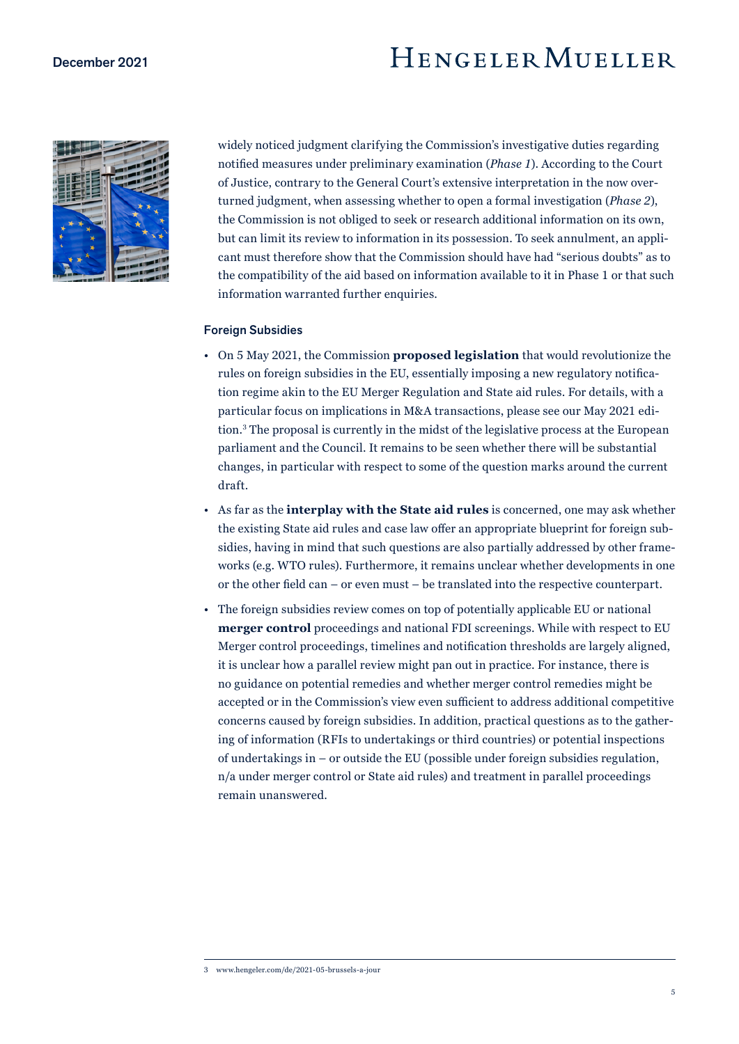widely noticed judgment clarifying the Commission's investigative duties regarding notified measures under preliminary examination (*Phase 1*). According to the Court of Justice, contrary to the General Court's extensive interpretation in the now overturned judgment, when assessing whether to open a formal investigation (*Phase 2*), the Commission is not obliged to seek or research additional information on its own, but can limit its review to information in its possession. To seek annulment, an applicant must therefore show that the Commission should have had "serious doubts" as to the compatibility of the aid based on information available to it in Phase 1 or that such information warranted further enquiries.

### Foreign Subsidies

- On 5 May 2021, the Commission **proposed legislation** that would revolutionize the rules on foreign subsidies in the EU, essentially imposing a new regulatory notification regime akin to the EU Merger Regulation and State aid rules. For details, with a particular focus on implications in M&A transactions, please see our May 2021 edition.[3] The proposal is currently in the midst of the legislative process at the European parliament and the Council. It remains to be seen whether there will be substantial changes, in particular with respect to some of the question marks around the current draft.
- As far as the **interplay with the State aid rules** is concerned, one may ask whether the existing State aid rules and case law offer an appropriate blueprint for foreign subsidies, having in mind that such questions are also partially addressed by other frameworks (e.g. WTO rules). Furthermore, it remains unclear whether developments in one or the other field can – or even must – be translated into the respective counterpart.
- The foreign subsidies review comes on top of potentially applicable EU or national **merger control** proceedings and national FDI screenings. While with respect to EU Merger control proceedings, timelines and notification thresholds are largely aligned, it is unclear how a parallel review might pan out in practice. For instance, there is no guidance on potential remedies and whether merger control remedies might be accepted or in the Commission's view even sufficient to address additional competitive concerns caused by foreign subsidies. In addition, practical questions as to the gathering of information (RFIs to undertakings or third countries) or potential inspections of undertakings in – or outside the EU (possible under foreign subsidies regulation, n/a under merger control or State aid rules) and treatment in parallel proceedings remain unanswered.

---

3 www.hengeler.com/de/2021-05-brussels-a-jour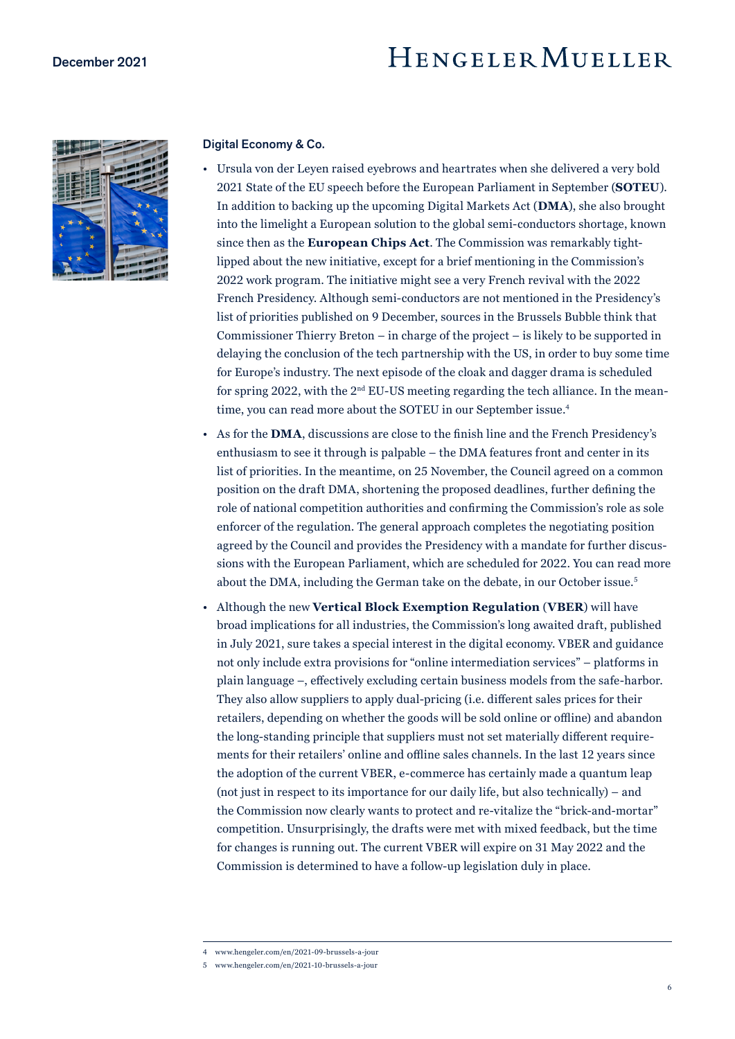### Digital Economy & Co.

- Ursula von der Leyen raised eyebrows and heartrates when she delivered a very bold 2021 State of the EU speech before the European Parliament in September (**SOTEU**). In addition to backing up the upcoming Digital Markets Act (**DMA**), she also brought into the limelight a European solution to the global semi-conductors shortage, known since then as the **European Chips Act**. The Commission was remarkably tight-lipped about the new initiative, except for a brief mentioning in the Commission's 2022 work program. The initiative might see a very French revival with the 2022 French Presidency. Although semi-conductors are not mentioned in the Presidency's list of priorities published on 9 December, sources in the Brussels Bubble think that Commissioner Thierry Breton – in charge of the project – is likely to be supported in delaying the conclusion of the tech partnership with the US, in order to buy some time for Europe's industry. The next episode of the cloak and dagger drama is scheduled for spring 2022, with the 2nd EU-US meeting regarding the tech alliance. In the meantime, you can read more about the SOTEU in our September issue.[4]
- As for the **DMA**, discussions are close to the finish line and the French Presidency's enthusiasm to see it through is palpable – the DMA features front and center in its list of priorities. In the meantime, on 25 November, the Council agreed on a common position on the draft DMA, shortening the proposed deadlines, further defining the role of national competition authorities and confirming the Commission's role as sole enforcer of the regulation. The general approach completes the negotiating position agreed by the Council and provides the Presidency with a mandate for further discussions with the European Parliament, which are scheduled for 2022. You can read more about the DMA, including the German take on the debate, in our October issue.[5]
- Although the new **Vertical Block Exemption Regulation** (**VBER**) will have broad implications for all industries, the Commission's long awaited draft, published in July 2021, sure takes a special interest in the digital economy. VBER and guidance not only include extra provisions for "online intermediation services" – platforms in plain language –, effectively excluding certain business models from the safe-harbor. They also allow suppliers to apply dual-pricing (i.e. different sales prices for their retailers, depending on whether the goods will be sold online or offline) and abandon the long-standing principle that suppliers must not set materially different requirements for their retailers' online and offline sales channels. In the last 12 years since the adoption of the current VBER, e-commerce has certainly made a quantum leap (not just in respect to its importance for our daily life, but also technically) – and the Commission now clearly wants to protect and re-vitalize the "brick-and-mortar" competition. Unsurprisingly, the drafts were met with mixed feedback, but the time for changes is running out. The current VBER will expire on 31 May 2022 and the Commission is determined to have a follow-up legislation duly in place.

---

4 www.hengeler.com/en/2021-09-brussels-a-jour

5 www.hengeler.com/en/2021-10-brussels-a-jour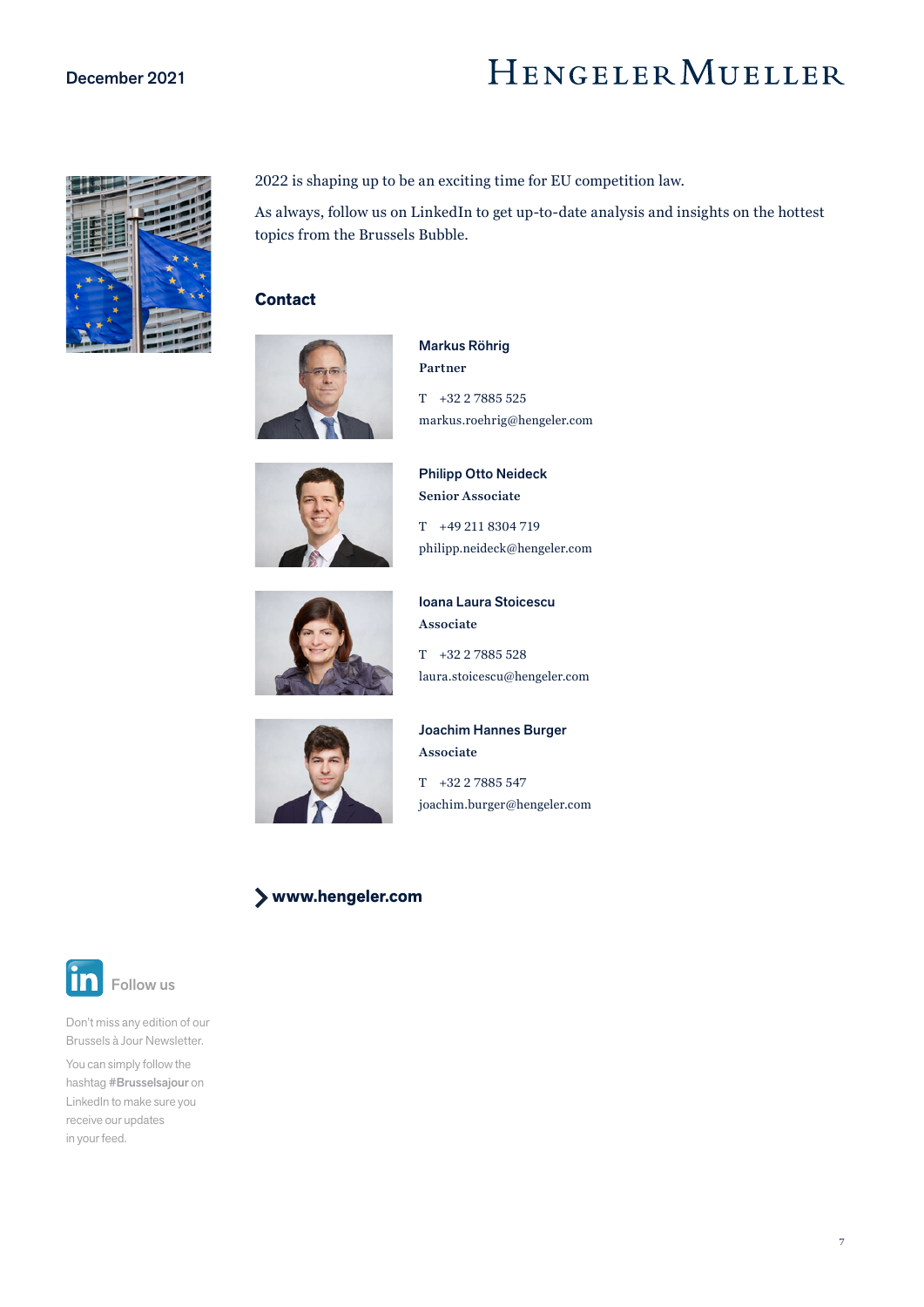2022 is shaping up to be an exciting time for EU competition law.

As always, follow us on LinkedIn to get up-to-date analysis and insights on the hottest topics from the Brussels Bubble.

## Contact

**Markus Röhrig**
Partner

T +32 2 7885 525
markus.roehrig@hengeler.com

**Philipp Otto Neideck**
Senior Associate

T +49 211 8304 719
philipp.neideck@hengeler.com

**Ioana Laura Stoicescu**
Associate

T +32 2 7885 528
laura.stoicescu@hengeler.com

**Joachim Hannes Burger**
Associate

T +32 2 7885 547
joachim.burger@hengeler.com

**www.hengeler.com**

Follow us

Don't miss any edition of our Brussels à Jour Newsletter.

You can simply follow the hashtag **#Brusselsajour** on LinkedIn to make sure you receive our updates in your feed.